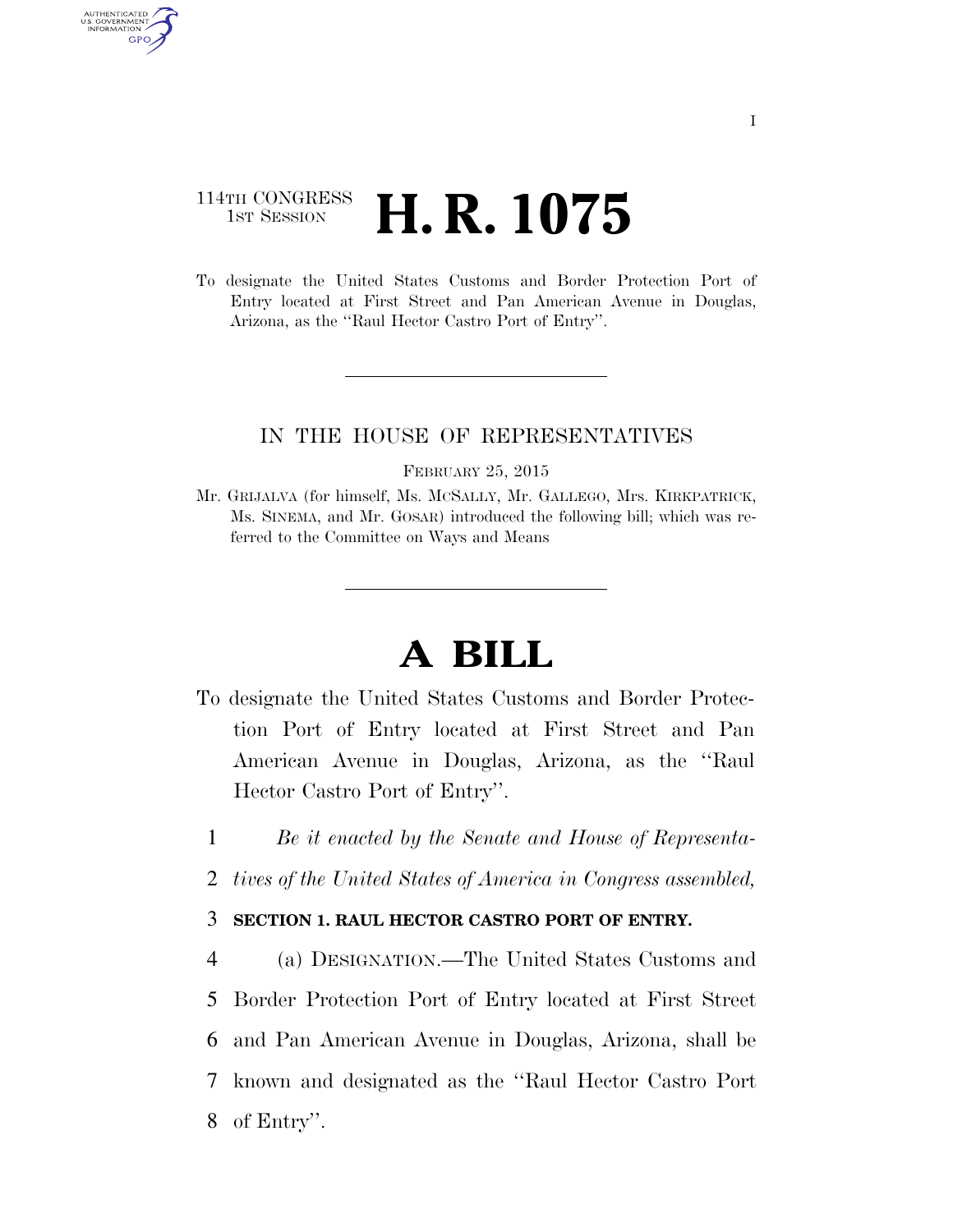114TH CONGRESS
1ST SESSION

# H. R. 1075

To designate the United States Customs and Border Protection Port of Entry located at First Street and Pan American Avenue in Douglas, Arizona, as the "Raul Hector Castro Port of Entry".

IN THE HOUSE OF REPRESENTATIVES

FEBRUARY 25, 2015

Mr. GRIJALVA (for himself, Ms. MCSALLY, Mr. GALLEGO, Mrs. KIRKPATRICK, Ms. SINEMA, and Mr. GOSAR) introduced the following bill; which was referred to the Committee on Ways and Means

# A BILL

To designate the United States Customs and Border Protection Port of Entry located at First Street and Pan American Avenue in Douglas, Arizona, as the "Raul Hector Castro Port of Entry".

1 *Be it enacted by the Senate and House of Representa-*
2 *tives of the United States of America in Congress assembled,*

3 **SECTION 1. RAUL HECTOR CASTRO PORT OF ENTRY.**

4 (a) DESIGNATION.—The United States Customs and
5 Border Protection Port of Entry located at First Street
6 and Pan American Avenue in Douglas, Arizona, shall be
7 known and designated as the "Raul Hector Castro Port
8 of Entry".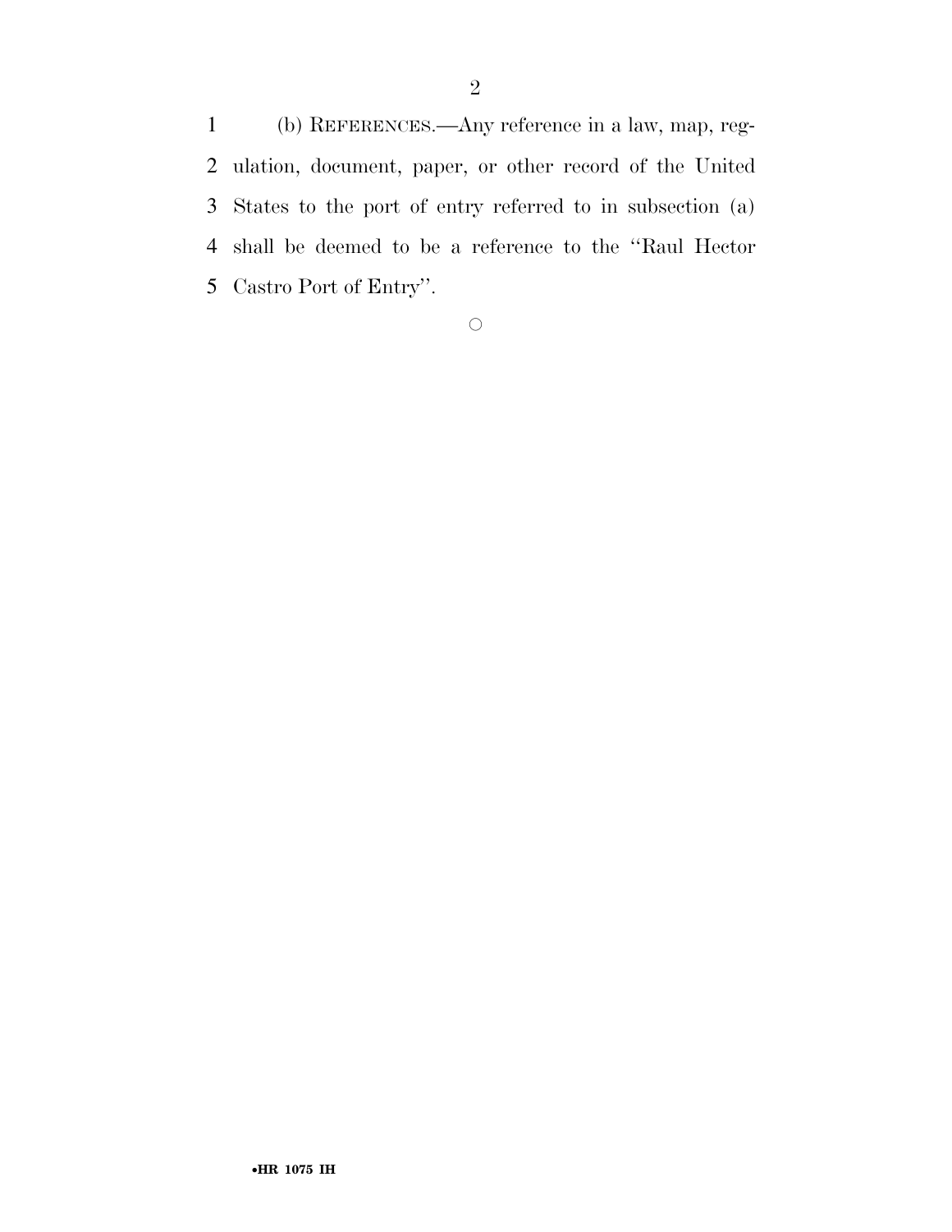(b) REFERENCES.—Any reference in a law, map, regulation, document, paper, or other record of the United States to the port of entry referred to in subsection (a) shall be deemed to be a reference to the ''Raul Hector Castro Port of Entry''.

○